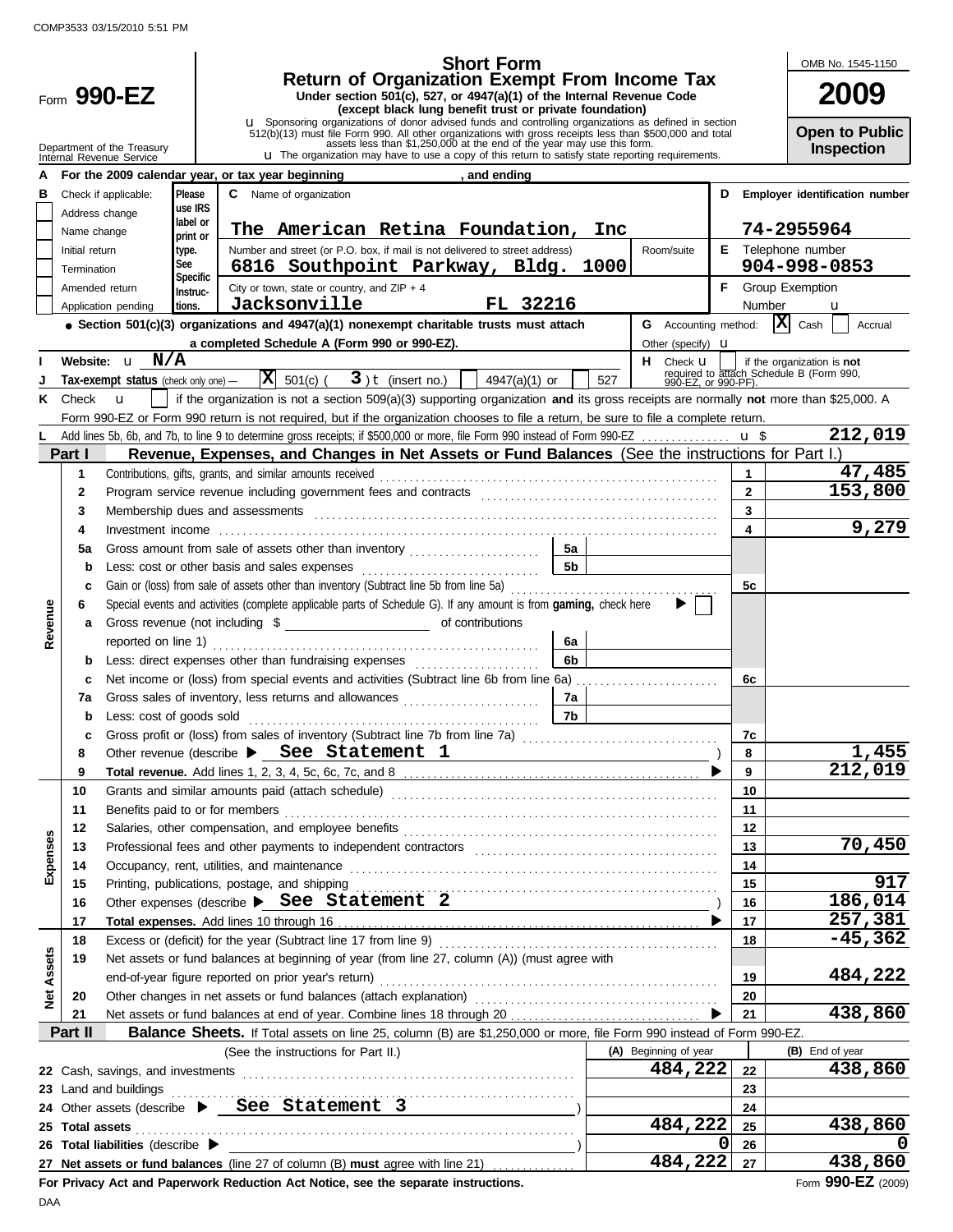COMP3533 03/15/2010 5:51 PM

# Form 990-EZ

**Short Form**
**Return of Organization Exempt From Income Tax**
**Under section 501(c), 527, or 4947(a)(1) of the Internal Revenue Code (except black lung benefit trust or private foundation)**

u Sponsoring organizations of donor advised funds and controlling organizations as defined in section 512(b)(13) must file Form 990. All other organizations with gross receipts less than $500,000 and total assets less than $1,250,000 at the end of the year may use this form.
u The organization may have to use a copy of this return to satisfy state reporting requirements.

OMB No. 1545-1150
**2009**
**Open to Public Inspection**

Department of the Treasury
Internal Revenue Service

**A** For the 2009 calendar year, or tax year beginning , and ending

**B** Check if applicable:
- [ ] Address change
- [ ] Name change
- [ ] Initial return
- [ ] Termination
- [ ] Amended return
- [ ] Application pending

Please use IRS label or print or type. See Specific Instructions.

**C** Name of organization: **The American Retina Foundation, Inc**

Number and street (or P.O. box, if mail is not delivered to street address): **6816 Southpoint Parkway, Bldg. 1000** Room/suite

City or town, state or country, and ZIP + 4: **Jacksonville FL 32216**

**D** Employer identification number: **74-2955964**

**E** Telephone number: **904-998-0853**

**F** Group Exemption Number u

● **Section 501(c)(3) organizations and 4947(a)(1) nonexempt charitable trusts must attach a completed Schedule A (Form 990 or 990-EZ).**

**G** Accounting method: [X] Cash [ ] Accrual Other (specify) u

**I** Website: u N/A

**H** Check u [ ] if the organization is **not** required to attach Schedule B (Form 990, 990-EZ, or 990-PF).

**J** Tax-exempt status (check only one) — [X] 501(c) ( 3 ) t (insert no.) [ ] 4947(a)(1) or [ ] 527

**K** Check u [ ] if the organization is not a section 509(a)(3) supporting organization **and** its gross receipts are normally **not** more than $25,000. A Form 990-EZ or Form 990 return is not required, but if the organization chooses to file a return, be sure to file a complete return.

**L** Add lines 5b, 6b, and 7b, to line 9 to determine gross receipts; if $500,000 or more, file Form 990 instead of Form 990-EZ . . . u $ **212,019**

## Part I — Revenue, Expenses, and Changes in Net Assets or Fund Balances (See the instructions for Part I.)

| Section | Line | Description | | | Line | Amount |
|---|---|---|---|---|---|---|
| Revenue | 1 | Contributions, gifts, grants, and similar amounts received | | | 1 | 47,485 |
| | 2 | Program service revenue including government fees and contracts | | | 2 | 153,800 |
| | 3 | Membership dues and assessments | | | 3 | |
| | 4 | Investment income | | | 4 | 9,279 |
| | 5a | Gross amount from sale of assets other than inventory | 5a | | | |
| | b | Less: cost or other basis and sales expenses | 5b | | | |
| | c | Gain or (loss) from sale of assets other than inventory (Subtract line 5b from line 5a) | | | 5c | |
| | 6 | Special events and activities (complete applicable parts of Schedule G). If any amount is from **gaming,** check here ▶ [ ] | | | | |
| | a | Gross revenue (not including $ ______ of contributions reported on line 1) | 6a | | | |
| | b | Less: direct expenses other than fundraising expenses | 6b | | | |
| | c | Net income or (loss) from special events and activities (Subtract line 6b from line 6a) | | | 6c | |
| | 7a | Gross sales of inventory, less returns and allowances | 7a | | | |
| | b | Less: cost of goods sold | 7b | | | |
| | c | Gross profit or (loss) from sales of inventory (Subtract line 7b from line 7a) | | | 7c | |
| | 8 | Other revenue (describe ▶ See Statement 1 ) | | | 8 | 1,455 |
| | 9 | **Total revenue.** Add lines 1, 2, 3, 4, 5c, 6c, 7c, and 8 ▶ | | | 9 | 212,019 |
| Expenses | 10 | Grants and similar amounts paid (attach schedule) | | | 10 | |
| | 11 | Benefits paid to or for members | | | 11 | |
| | 12 | Salaries, other compensation, and employee benefits | | | 12 | |
| | 13 | Professional fees and other payments to independent contractors | | | 13 | 70,450 |
| | 14 | Occupancy, rent, utilities, and maintenance | | | 14 | |
| | 15 | Printing, publications, postage, and shipping | | | 15 | 917 |
| | 16 | Other expenses (describe ▶ See Statement 2 ) | | | 16 | 186,014 |
| | 17 | **Total expenses.** Add lines 10 through 16 ▶ | | | 17 | 257,381 |
| Net Assets | 18 | Excess or (deficit) for the year (Subtract line 17 from line 9) | | | 18 | -45,362 |
| | 19 | Net assets or fund balances at beginning of year (from line 27, column (A)) (must agree with end-of-year figure reported on prior year's return) | | | 19 | 484,222 |
| | 20 | Other changes in net assets or fund balances (attach explanation) | | | 20 | |
| | 21 | Net assets or fund balances at end of year. Combine lines 18 through 20 ▶ | | | 21 | 438,860 |

## Part II — Balance Sheets. If Total assets on line 25, column (B) are $1,250,000 or more, file Form 990 instead of Form 990-EZ.

| (See the instructions for Part II.) | (A) Beginning of year | | (B) End of year |
|---|---|---|---|
| 22 Cash, savings, and investments | 484,222 | 22 | 438,860 |
| 23 Land and buildings | | 23 | |
| 24 Other assets (describe ▶ See Statement 3 ) | | 24 | |
| 25 **Total assets** | 484,222 | 25 | 438,860 |
| 26 **Total liabilities** (describe ▶ ) | 0 | 26 | 0 |
| 27 **Net assets or fund balances** (line 27 of column (B) **must** agree with line 21) | 484,222 | 27 | 438,860 |

**For Privacy Act and Paperwork Reduction Act Notice, see the separate instructions.** Form **990-EZ** (2009)

DAA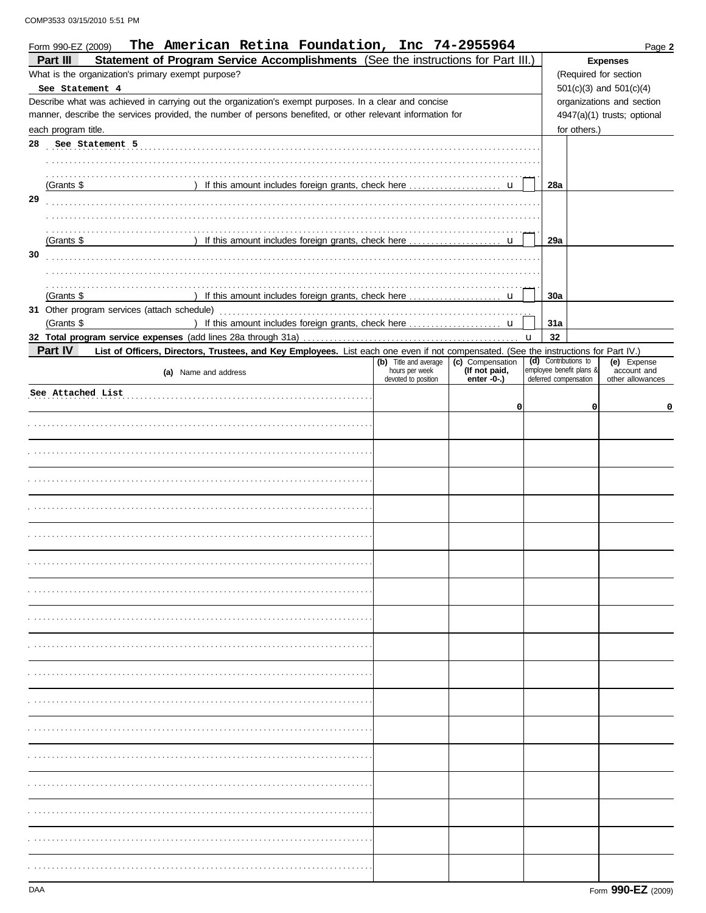Form 990-EZ (2009) **The American Retina Foundation, Inc 74-2955964** Page **2**

## Part III Statement of Program Service Accomplishments (See the instructions for Part III.)

What is the organization's primary exempt purpose?

See Statement 4

Describe what was achieved in carrying out the organization's exempt purposes. In a clear and concise manner, describe the services provided, the number of persons benefited, or other relevant information for each program title.

**Expenses** (Required for section 501(c)(3) and 501(c)(4) organizations and section 4947(a)(1) trusts; optional for others.)

| Line | Description | | Expenses |
|---|---|---|---|
| 28 | See Statement 5<br>(Grants $ ) If this amount includes foreign grants, check here | 28a | |
| 29 | (Grants $ ) If this amount includes foreign grants, check here | 29a | |
| 30 | (Grants $ ) If this amount includes foreign grants, check here | 30a | |
| 31 | Other program services (attach schedule)<br>(Grants $ ) If this amount includes foreign grants, check here | 31a | |
| 32 | **Total program service expenses** (add lines 28a through 31a) | 32 | |

## Part IV List of Officers, Directors, Trustees, and Key Employees. List each one even if not compensated. (See the instructions for Part IV.)

| (a) Name and address | (b) Title and average hours per week devoted to position | (c) Compensation (If not paid, enter -0-.) | (d) Contributions to employee benefit plans & deferred compensation | (e) Expense account and other allowances |
|---|---|---|---|---|
| See Attached List | | 0 | 0 | 0 |
| | | | | |
| | | | | |
| | | | | |
| | | | | |
| | | | | |
| | | | | |
| | | | | |
| | | | | |
| | | | | |
| | | | | |
| | | | | |
| | | | | |
| | | | | |
| | | | | |
| | | | | |
| | | | | |
| | | | | |

DAA Form **990-EZ** (2009)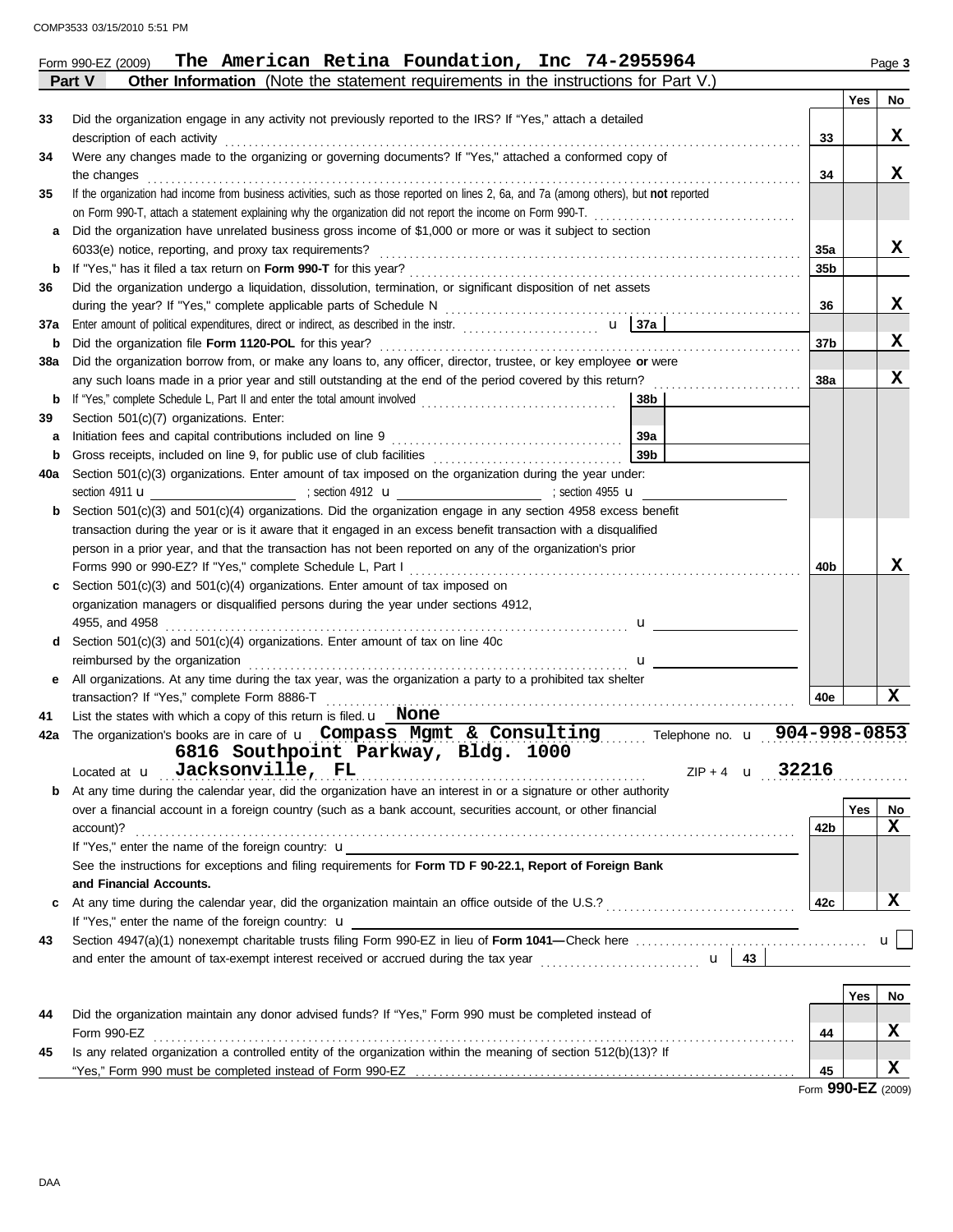Form 990-EZ (2009) **The American Retina Foundation, Inc 74-2955964**

**Part V — Other Information** (Note the statement requirements in the instructions for Part V.)

| | | | Yes | No |
|---|---|---|---|---|
| 33 | Did the organization engage in any activity not previously reported to the IRS? If "Yes," attach a detailed description of each activity | 33 | | X |
| 34 | Were any changes made to the organizing or governing documents? If "Yes," attached a conformed copy of the changes | 34 | | X |
| 35 | If the organization had income from business activities, such as those reported on lines 2, 6a, and 7a (among others), but **not** reported on Form 990-T, attach a statement explaining why the organization did not report the income on Form 990-T. | | | |
| a | Did the organization have unrelated business gross income of $1,000 or more or was it subject to section 6033(e) notice, reporting, and proxy tax requirements? | 35a | | X |
| b | If "Yes," has it filed a tax return on **Form 990-T** for this year? | 35b | | |
| 36 | Did the organization undergo a liquidation, dissolution, termination, or significant disposition of net assets during the year? If "Yes," complete applicable parts of Schedule N | 36 | | X |
| 37a | Enter amount of political expenditures, direct or indirect, as described in the instr. 37a | | | |
| b | Did the organization file **Form 1120-POL** for this year? | 37b | | X |
| 38a | Did the organization borrow from, or make any loans to, any officer, director, trustee, or key employee **or** were any such loans made in a prior year and still outstanding at the end of the period covered by this return? | 38a | | X |
| b | If "Yes," complete Schedule L, Part II and enter the total amount involved 38b | | | |
| 39 | Section 501(c)(7) organizations. Enter: | | | |
| a | Initiation fees and capital contributions included on line 9 39a | | | |
| b | Gross receipts, included on line 9, for public use of club facilities 39b | | | |
| 40a | Section 501(c)(3) organizations. Enter amount of tax imposed on the organization during the year under: section 4911 ; section 4912 ; section 4955 | | | |
| b | Section 501(c)(3) and 501(c)(4) organizations. Did the organization engage in any section 4958 excess benefit transaction during the year or is it aware that it engaged in an excess benefit transaction with a disqualified person in a prior year, and that the transaction has not been reported on any of the organization's prior Forms 990 or 990-EZ? If "Yes," complete Schedule L, Part I | 40b | | X |
| c | Section 501(c)(3) and 501(c)(4) organizations. Enter amount of tax imposed on organization managers or disqualified persons during the year under sections 4912, 4955, and 4958 | | | |
| d | Section 501(c)(3) and 501(c)(4) organizations. Enter amount of tax on line 40c reimbursed by the organization | | | |
| e | All organizations. At any time during the tax year, was the organization a party to a prohibited tax shelter transaction? If "Yes," complete Form 8886-T | 40e | | X |

41 List the states with which a copy of this return is filed. **None**

42a The organization's books are in care of **Compass Mgmt & Consulting** Telephone no. **904-998-0853**

Located at **6816 Southpoint Parkway, Bldg. 1000 Jacksonville, FL** ZIP + 4 **32216**

| | | | Yes | No |
|---|---|---|---|---|
| b | At any time during the calendar year, did the organization have an interest in or a signature or other authority over a financial account in a foreign country (such as a bank account, securities account, or other financial account)? If "Yes," enter the name of the foreign country: See the instructions for exceptions and filing requirements for **Form TD F 90-22.1, Report of Foreign Bank and Financial Accounts.** | 42b | | X |
| c | At any time during the calendar year, did the organization maintain an office outside of the U.S.? If "Yes," enter the name of the foreign country: | 42c | | X |

43 Section 4947(a)(1) nonexempt charitable trusts filing Form 990-EZ in lieu of **Form 1041**—Check here ☐ and enter the amount of tax-exempt interest received or accrued during the tax year 43

| | | | Yes | No |
|---|---|---|---|---|
| 44 | Did the organization maintain any donor advised funds? If "Yes," Form 990 must be completed instead of Form 990-EZ | 44 | | X |
| 45 | Is any related organization a controlled entity of the organization within the meaning of section 512(b)(13)? If "Yes," Form 990 must be completed instead of Form 990-EZ | 45 | | X |

Form **990-EZ** (2009)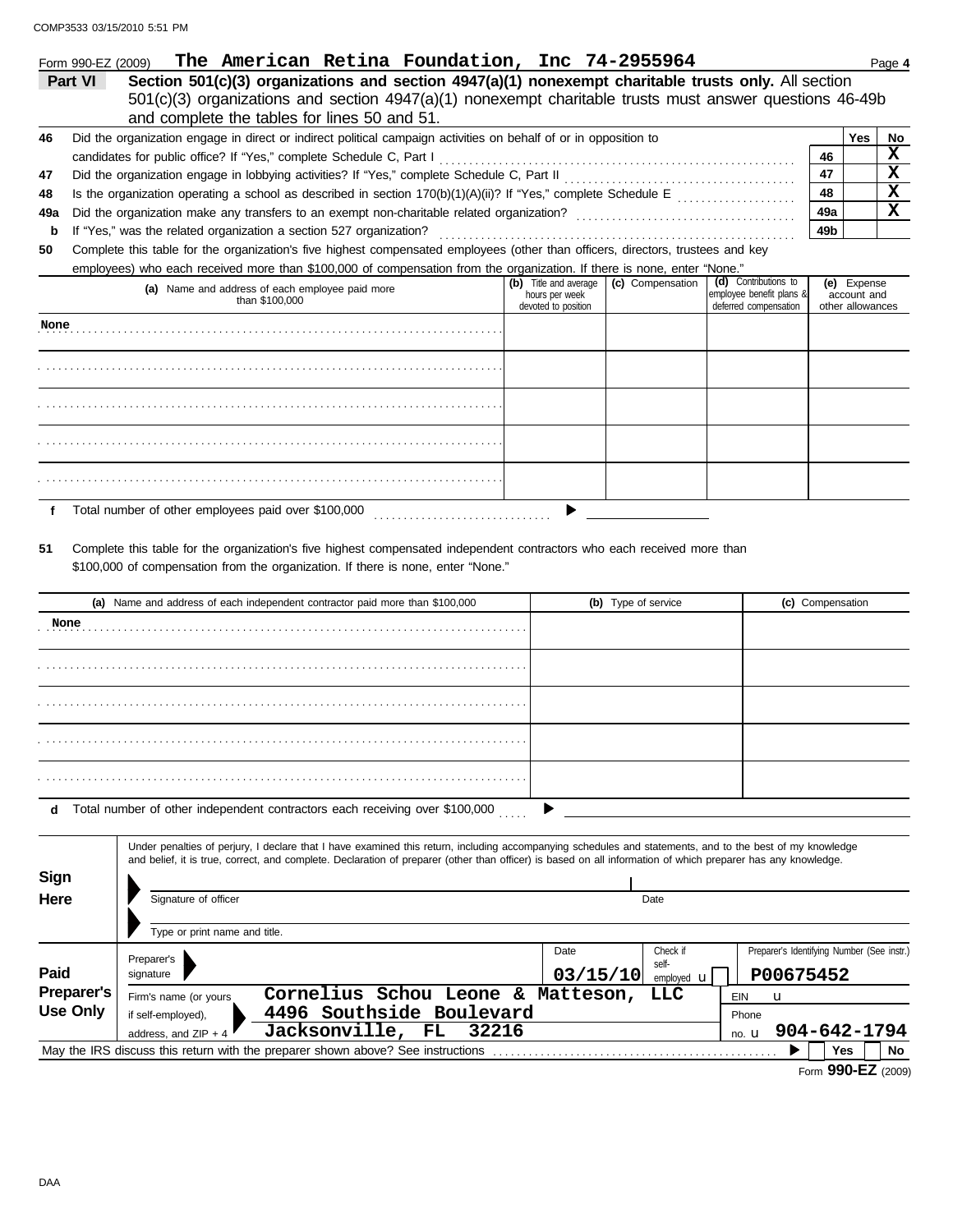Form 990-EZ (2009) **The American Retina Foundation, Inc 74-2955964**

## Part VI — Section 501(c)(3) organizations and section 4947(a)(1) nonexempt charitable trusts only.

All section 501(c)(3) organizations and section 4947(a)(1) nonexempt charitable trusts must answer questions 46-49b and complete the tables for lines 50 and 51.

| | | | Yes | No |
|---|---|---|---|---|
| 46 | Did the organization engage in direct or indirect political campaign activities on behalf of or in opposition to candidates for public office? If "Yes," complete Schedule C, Part I | 46 | | X |
| 47 | Did the organization engage in lobbying activities? If "Yes," complete Schedule C, Part II | 47 | | X |
| 48 | Is the organization operating a school as described in section 170(b)(1)(A)(ii)? If "Yes," complete Schedule E | 48 | | X |
| 49a | Did the organization make any transfers to an exempt non-charitable related organization? | 49a | | X |
| b | If "Yes," was the related organization a section 527 organization? | 49b | | |

**50** Complete this table for the organization's five highest compensated employees (other than officers, directors, trustees and key employees) who each received more than $100,000 of compensation from the organization. If there is none, enter "None."

| (a) Name and address of each employee paid more than $100,000 | (b) Title and average hours per week devoted to position | (c) Compensation | (d) Contributions to employee benefit plans & deferred compensation | (e) Expense account and other allowances |
|---|---|---|---|---|
| None | | | | |
| | | | | |
| | | | | |
| | | | | |
| | | | | |

**f** Total number of other employees paid over $100,000 ▶

**51** Complete this table for the organization's five highest compensated independent contractors who each received more than $100,000 of compensation from the organization. If there is none, enter "None."

| (a) Name and address of each independent contractor paid more than $100,000 | (b) Type of service | (c) Compensation |
|---|---|---|
| None | | |
| | | |
| | | |
| | | |
| | | |

**d** Total number of other independent contractors each receiving over $100,000 ▶

**Sign Here**

Under penalties of perjury, I declare that I have examined this return, including accompanying schedules and statements, and to the best of my knowledge and belief, it is true, correct, and complete. Declaration of preparer (other than officer) is based on all information of which preparer has any knowledge.

Signature of officer | Date

Type or print name and title.

**Paid Preparer's Use Only**

| | | | |
|---|---|---|---|
| Preparer's signature | Date: 03/15/10 | Check if self-employed ☐ | Preparer's Identifying Number (See instr.): P00675452 |
| Firm's name (or yours if self-employed), address, and ZIP + 4 | **Cornelius Schou Leone & Matteson, LLC**<br>**4496 Southside Boulevard**<br>**Jacksonville, FL 32216** | EIN | Phone no. 904-642-1794 |

May the IRS discuss this return with the preparer shown above? See instructions ▶ ☐ Yes ☐ No

Form **990-EZ** (2009)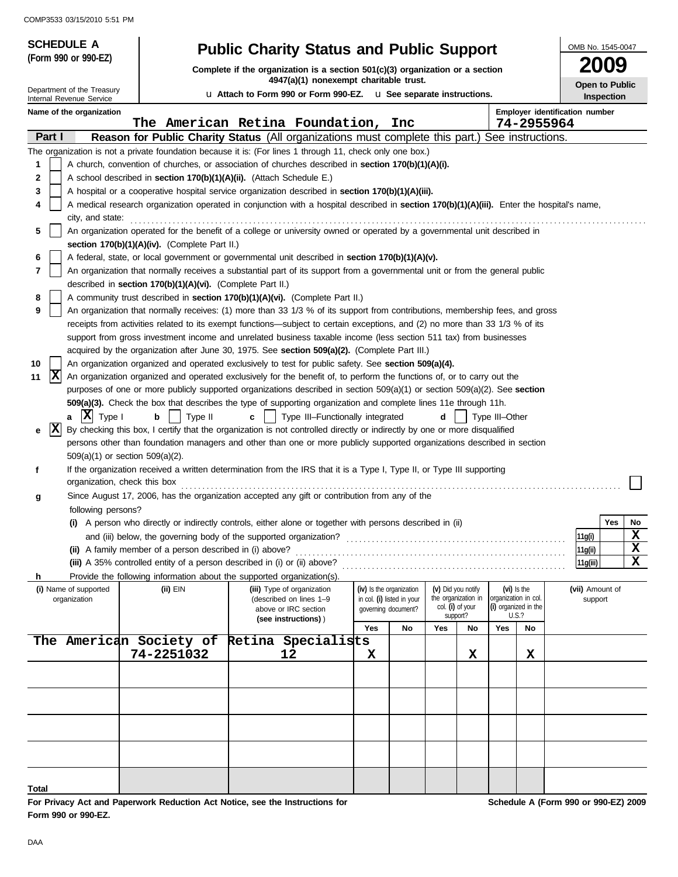**SCHEDULE A**
**(Form 990 or 990-EZ)**

Department of the Treasury
Internal Revenue Service

# Public Charity Status and Public Support

**Complete if the organization is a section 501(c)(3) organization or a section 4947(a)(1) nonexempt charitable trust.**

u **Attach to Form 990 or Form 990-EZ.** u **See separate instructions.**

OMB No. 1545-0047

**2009**

**Open to Public Inspection**

**Name of the organization:** The American Retina Foundation, Inc

**Employer identification number:** 74-2955964

## Part I — Reason for Public Charity Status (All organizations must complete this part.) See instructions.

The organization is not a private foundation because it is: (For lines 1 through 11, check only one box.)

1. [ ] A church, convention of churches, or association of churches described in **section 170(b)(1)(A)(i).**
2. [ ] A school described in **section 170(b)(1)(A)(ii).** (Attach Schedule E.)
3. [ ] A hospital or a cooperative hospital service organization described in **section 170(b)(1)(A)(iii).**
4. [ ] A medical research organization operated in conjunction with a hospital described in **section 170(b)(1)(A)(iii).** Enter the hospital's name, city, and state:
5. [ ] An organization operated for the benefit of a college or university owned or operated by a governmental unit described in **section 170(b)(1)(A)(iv).** (Complete Part II.)
6. [ ] A federal, state, or local government or governmental unit described in **section 170(b)(1)(A)(v).**
7. [ ] An organization that normally receives a substantial part of its support from a governmental unit or from the general public described in **section 170(b)(1)(A)(vi).** (Complete Part II.)
8. [ ] A community trust described in **section 170(b)(1)(A)(vi).** (Complete Part II.)
9. [ ] An organization that normally receives: (1) more than 33 1/3 % of its support from contributions, membership fees, and gross receipts from activities related to its exempt functions—subject to certain exceptions, and (2) no more than 33 1/3 % of its support from gross investment income and unrelated business taxable income (less section 511 tax) from businesses acquired by the organization after June 30, 1975. See **section 509(a)(2).** (Complete Part III.)
10. [ ] An organization organized and operated exclusively to test for public safety. See **section 509(a)(4).**
11. [X] An organization organized and operated exclusively for the benefit of, to perform the functions of, or to carry out the purposes of one or more publicly supported organizations described in section 509(a)(1) or section 509(a)(2). See **section 509(a)(3).** Check the box that describes the type of supporting organization and complete lines 11e through 11h.

   **a** [X] Type I  **b** [ ] Type II  **c** [ ] Type III–Functionally integrated  **d** [ ] Type III–Other

   **e** [X] By checking this box, I certify that the organization is not controlled directly or indirectly by one or more disqualified persons other than foundation managers and other than one or more publicly supported organizations described in section 509(a)(1) or section 509(a)(2).

   **f** If the organization received a written determination from the IRS that it is a Type I, Type II, or Type III supporting organization, check this box [ ]

   **g** Since August 17, 2006, has the organization accepted any gift or contribution from any of the following persons?

| | | Yes | No |
|---|---|---|---|
| **(i)** A person who directly or indirectly controls, either alone or together with persons described in (ii) and (iii) below, the governing body of the supported organization? | 11g(i) | | X |
| **(ii)** A family member of a person described in (i) above? | 11g(ii) | | X |
| **(iii)** A 35% controlled entity of a person described in (i) or (ii) above? | 11g(iii) | | X |

   **h** Provide the following information about the supported organization(s).

| (i) Name of supported organization | (ii) EIN | (iii) Type of organization (described on lines 1–9 above or IRC section (see instructions)) | (iv) Is the organization in col. (i) listed in your governing document? Yes | No | (v) Did you notify the organization in col. (i) of your support? Yes | No | (vi) Is the organization in col. (i) organized in the U.S.? Yes | No | (vii) Amount of support |
|---|---|---|---|---|---|---|---|---|---|
| The American Society of Retina Specialists | 74-2251032 | 12 | X | | | X | | X | |
| | | | | | | | | | |
| | | | | | | | | | |
| | | | | | | | | | |
| | | | | | | | | | |
| **Total** | | | | | | | | | |

**For Privacy Act and Paperwork Reduction Act Notice, see the Instructions for Form 990 or 990-EZ.**

**Schedule A (Form 990 or 990-EZ) 2009**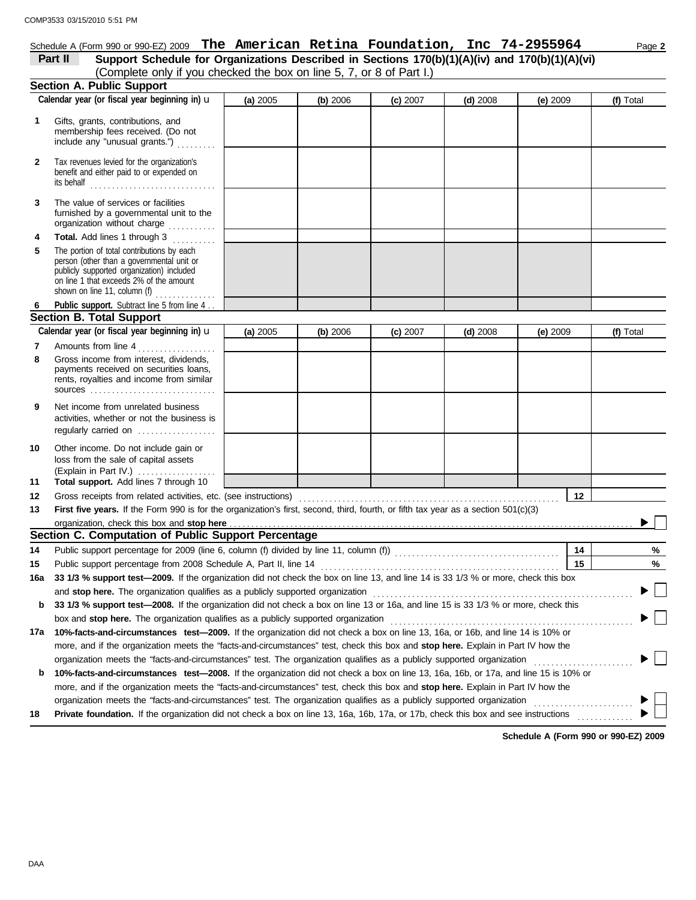Schedule A (Form 990 or 990-EZ) 2009 **The American Retina Foundation, Inc 74-2955964** Page **2**

**Part II** **Support Schedule for Organizations Described in Sections 170(b)(1)(A)(iv) and 170(b)(1)(A)(vi)** (Complete only if you checked the box on line 5, 7, or 8 of Part I.)

### Section A. Public Support

| | Calendar year (or fiscal year beginning in) u | (a) 2005 | (b) 2006 | (c) 2007 | (d) 2008 | (e) 2009 | (f) Total |
|---|---|---|---|---|---|---|---|
| 1 | Gifts, grants, contributions, and membership fees received. (Do not include any "unusual grants.") | | | | | | |
| 2 | Tax revenues levied for the organization's benefit and either paid to or expended on its behalf | | | | | | |
| 3 | The value of services or facilities furnished by a governmental unit to the organization without charge | | | | | | |
| 4 | **Total.** Add lines 1 through 3 | | | | | | |
| 5 | The portion of total contributions by each person (other than a governmental unit or publicly supported organization) included on line 1 that exceeds 2% of the amount shown on line 11, column (f) | | | | | | |
| 6 | **Public support.** Subtract line 5 from line 4 | | | | | | |

### Section B. Total Support

| | Calendar year (or fiscal year beginning in) u | (a) 2005 | (b) 2006 | (c) 2007 | (d) 2008 | (e) 2009 | (f) Total |
|---|---|---|---|---|---|---|---|
| 7 | Amounts from line 4 | | | | | | |
| 8 | Gross income from interest, dividends, payments received on securities loans, rents, royalties and income from similar sources | | | | | | |
| 9 | Net income from unrelated business activities, whether or not the business is regularly carried on | | | | | | |
| 10 | Other income. Do not include gain or loss from the sale of capital assets (Explain in Part IV.) | | | | | | |
| 11 | **Total support.** Add lines 7 through 10 | | | | | | |

**12** Gross receipts from related activities, etc. (see instructions) **12**

**13** **First five years.** If the Form 990 is for the organization's first, second, third, fourth, or fifth tax year as a section 501(c)(3) organization, check this box and **stop here** ▶ ☐

### Section C. Computation of Public Support Percentage

**14** Public support percentage for 2009 (line 6, column (f) divided by line 11, column (f)) **14** %

**15** Public support percentage from 2008 Schedule A, Part II, line 14 **15** %

**16a** **33 1/3 % support test—2009.** If the organization did not check the box on line 13, and line 14 is 33 1/3 % or more, check this box and **stop here.** The organization qualifies as a publicly supported organization ▶ ☐

**b** **33 1/3 % support test—2008.** If the organization did not check a box on line 13 or 16a, and line 15 is 33 1/3 % or more, check this box and **stop here.** The organization qualifies as a publicly supported organization ▶ ☐

**17a** **10%-facts-and-circumstances test—2009.** If the organization did not check a box on line 13, 16a, or 16b, and line 14 is 10% or more, and if the organization meets the "facts-and-circumstances" test, check this box and **stop here.** Explain in Part IV how the organization meets the "facts-and-circumstances" test. The organization qualifies as a publicly supported organization ▶ ☐

**b** **10%-facts-and-circumstances test—2008.** If the organization did not check a box on line 13, 16a, 16b, or 17a, and line 15 is 10% or more, and if the organization meets the "facts-and-circumstances" test, check this box and **stop here.** Explain in Part IV how the organization meets the "facts-and-circumstances" test. The organization qualifies as a publicly supported organization ▶ ☐

**18** **Private foundation.** If the organization did not check a box on line 13, 16a, 16b, 17a, or 17b, check this box and see instructions ▶ ☐

**Schedule A (Form 990 or 990-EZ) 2009**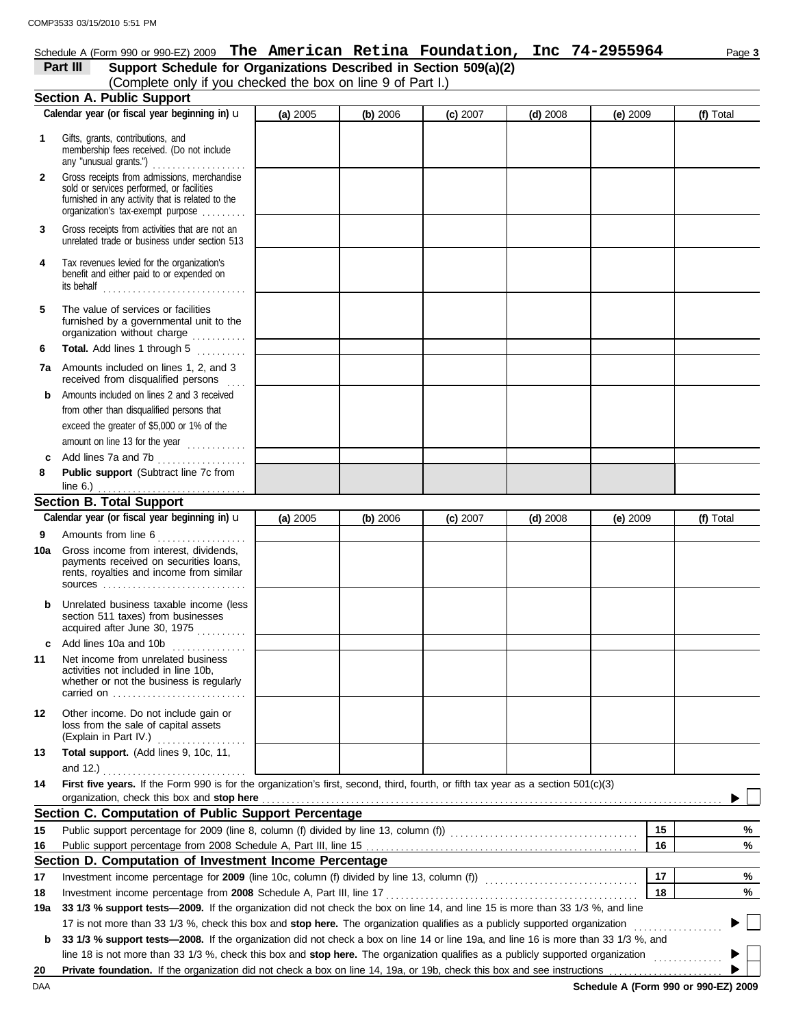Schedule A (Form 990 or 990-EZ) 2009 **The American Retina Foundation, Inc 74-2955964** Page **3**

## Part III Support Schedule for Organizations Described in Section 509(a)(2)

(Complete only if you checked the box on line 9 of Part I.)

### Section A. Public Support

| Calendar year (or fiscal year beginning in) ▸ | (a) 2005 | (b) 2006 | (c) 2007 | (d) 2008 | (e) 2009 | (f) Total |
|---|---|---|---|---|---|---|
| **1** Gifts, grants, contributions, and membership fees received. (Do not include any "unusual grants.") | | | | | | |
| **2** Gross receipts from admissions, merchandise sold or services performed, or facilities furnished in any activity that is related to the organization's tax-exempt purpose | | | | | | |
| **3** Gross receipts from activities that are not an unrelated trade or business under section 513 | | | | | | |
| **4** Tax revenues levied for the organization's benefit and either paid to or expended on its behalf | | | | | | |
| **5** The value of services or facilities furnished by a governmental unit to the organization without charge | | | | | | |
| **6** **Total.** Add lines 1 through 5 | | | | | | |
| **7a** Amounts included on lines 1, 2, and 3 received from disqualified persons | | | | | | |
| **b** Amounts included on lines 2 and 3 received from other than disqualified persons that exceed the greater of $5,000 or 1% of the amount on line 13 for the year | | | | | | |
| **c** Add lines 7a and 7b | | | | | | |
| **8** **Public support** (Subtract line 7c from line 6.) | | | | | | |

### Section B. Total Support

| Calendar year (or fiscal year beginning in) ▸ | (a) 2005 | (b) 2006 | (c) 2007 | (d) 2008 | (e) 2009 | (f) Total |
|---|---|---|---|---|---|---|
| **9** Amounts from line 6 | | | | | | |
| **10a** Gross income from interest, dividends, payments received on securities loans, rents, royalties and income from similar sources | | | | | | |
| **b** Unrelated business taxable income (less section 511 taxes) from businesses acquired after June 30, 1975 | | | | | | |
| **c** Add lines 10a and 10b | | | | | | |
| **11** Net income from unrelated business activities not included in line 10b, whether or not the business is regularly carried on | | | | | | |
| **12** Other income. Do not include gain or loss from the sale of capital assets (Explain in Part IV.) | | | | | | |
| **13** **Total support.** (Add lines 9, 10c, 11, and 12.) | | | | | | |

**14** **First five years.** If the Form 990 is for the organization's first, second, third, fourth, or fifth tax year as a section 501(c)(3) organization, check this box and **stop here** ▶ ☐

### Section C. Computation of Public Support Percentage

| | | | |
|---|---|---|---|
| **15** | Public support percentage for 2009 (line 8, column (f) divided by line 13, column (f)) | **15** | % |
| **16** | Public support percentage from 2008 Schedule A, Part III, line 15 | **16** | % |

### Section D. Computation of Investment Income Percentage

| | | | |
|---|---|---|---|
| **17** | Investment income percentage for **2009** (line 10c, column (f) divided by line 13, column (f)) | **17** | % |
| **18** | Investment income percentage from **2008** Schedule A, Part III, line 17 | **18** | % |

**19a** **33 1/3 % support tests—2009.** If the organization did not check the box on line 14, and line 15 is more than 33 1/3 %, and line 17 is not more than 33 1/3 %, check this box and **stop here.** The organization qualifies as a publicly supported organization ▶ ☐

**b** **33 1/3 % support tests—2008.** If the organization did not check a box on line 14 or line 19a, and line 16 is more than 33 1/3 %, and line 18 is not more than 33 1/3 %, check this box and **stop here.** The organization qualifies as a publicly supported organization ▶ ☐

**20** **Private foundation.** If the organization did not check a box on line 14, 19a, or 19b, check this box and see instructions ▶ ☐

DAA **Schedule A (Form 990 or 990-EZ) 2009**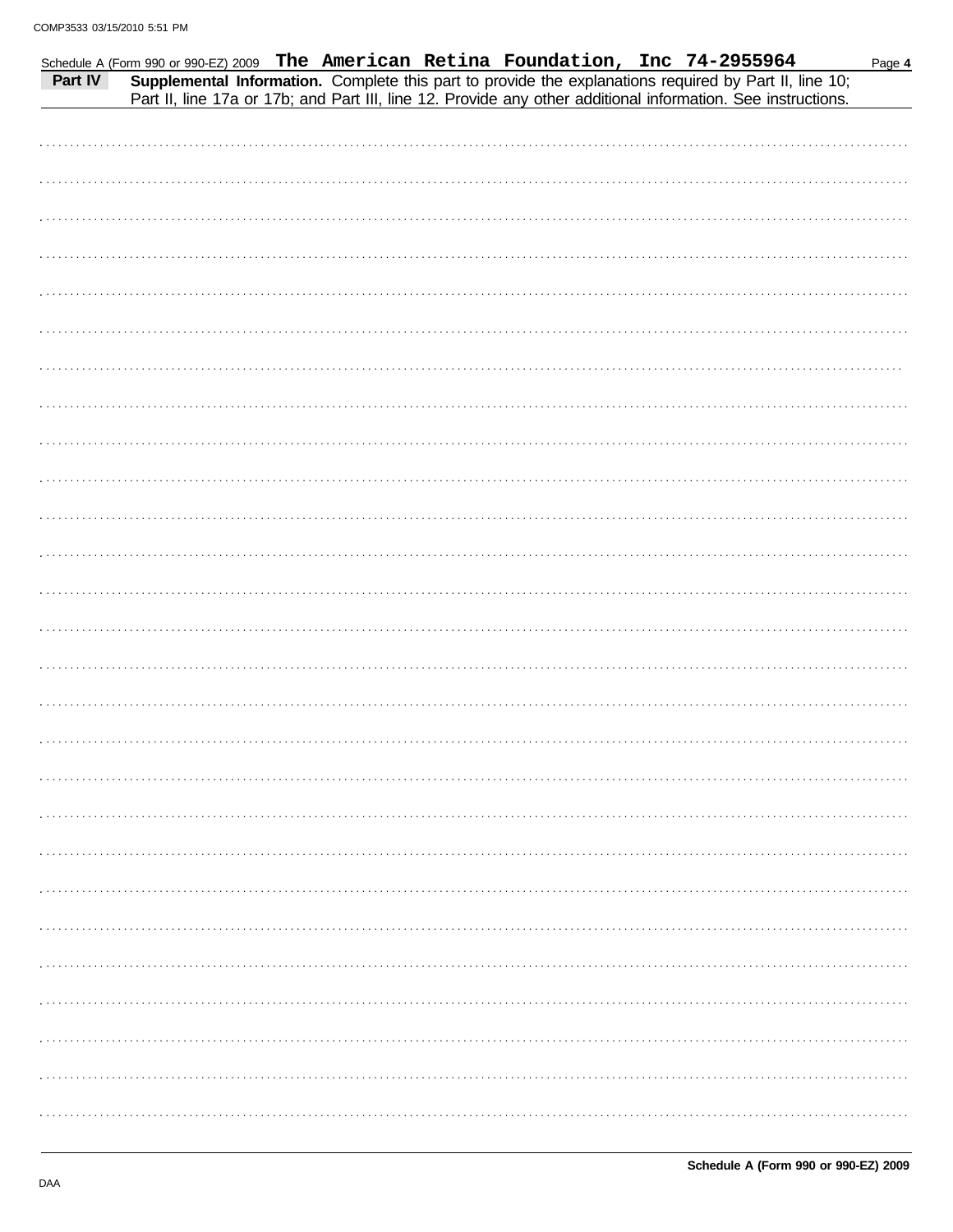Schedule A (Form 990 or 990-EZ) 2009 **The American Retina Foundation, Inc 74-2955964**

**Part IV** **Supplemental Information.** Complete this part to provide the explanations required by Part II, line 10; Part II, line 17a or 17b; and Part III, line 12. Provide any other additional information. See instructions.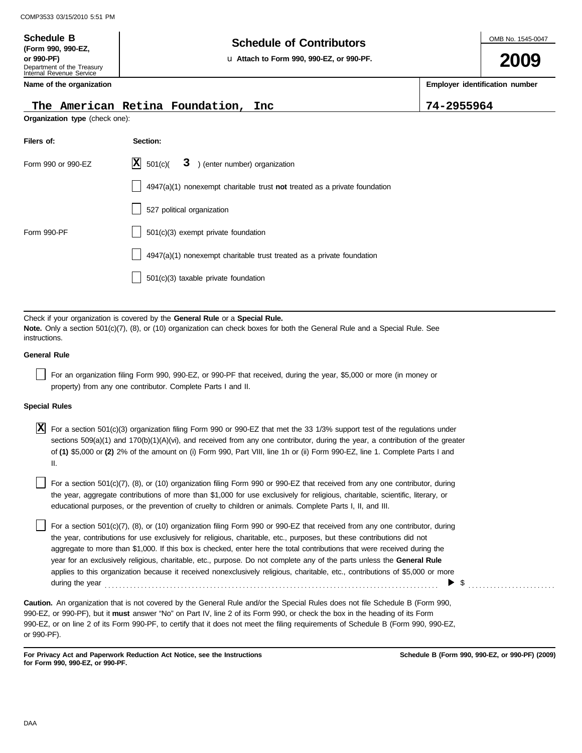COMP3533 03/15/2010 5:51 PM

**Schedule B**
**(Form 990, 990-EZ, or 990-PF)**
Department of the Treasury
Internal Revenue Service

# Schedule of Contributors

u **Attach to Form 990, 990-EZ, or 990-PF.**

OMB No. 1545-0047

**2009**

| Name of the organization | Employer identification number |
|---|---|
| The American Retina Foundation, Inc | 74-2955964 |

**Organization type** (check one):

| Filers of: | Section: |
|---|---|
| Form 990 or 990-EZ | [X] 501(c)( 3 ) (enter number) organization |
| | [ ] 4947(a)(1) nonexempt charitable trust **not** treated as a private foundation |
| | [ ] 527 political organization |
| Form 990-PF | [ ] 501(c)(3) exempt private foundation |
| | [ ] 4947(a)(1) nonexempt charitable trust treated as a private foundation |
| | [ ] 501(c)(3) taxable private foundation |

Check if your organization is covered by the **General Rule** or a **Special Rule.**
**Note.** Only a section 501(c)(7), (8), or (10) organization can check boxes for both the General Rule and a Special Rule. See instructions.

**General Rule**

[ ] For an organization filing Form 990, 990-EZ, or 990-PF that received, during the year, $5,000 or more (in money or property) from any one contributor. Complete Parts I and II.

**Special Rules**

[X] For a section 501(c)(3) organization filing Form 990 or 990-EZ that met the 33 1/3% support test of the regulations under sections 509(a)(1) and 170(b)(1)(A)(vi), and received from any one contributor, during the year, a contribution of the greater of **(1)** $5,000 or **(2)** 2% of the amount on (i) Form 990, Part VIII, line 1h or (ii) Form 990-EZ, line 1. Complete Parts I and II.

[ ] For a section 501(c)(7), (8), or (10) organization filing Form 990 or 990-EZ that received from any one contributor, during the year, aggregate contributions of more than $1,000 for use exclusively for religious, charitable, scientific, literary, or educational purposes, or the prevention of cruelty to children or animals. Complete Parts I, II, and III.

[ ] For a section 501(c)(7), (8), or (10) organization filing Form 990 or 990-EZ that received from any one contributor, during the year, contributions for use exclusively for religious, charitable, etc., purposes, but these contributions did not aggregate to more than $1,000. If this box is checked, enter here the total contributions that were received during the year for an exclusively religious, charitable, etc., purpose. Do not complete any of the parts unless the **General Rule** applies to this organization because it received nonexclusively religious, charitable, etc., contributions of $5,000 or more during the year . . . . . . . . . . . . . . . . . . . . . ▶ $ . . . . . . . . . . . .

**Caution.** An organization that is not covered by the General Rule and/or the Special Rules does not file Schedule B (Form 990, 990-EZ, or 990-PF), but it **must** answer "No" on Part IV, line 2 of its Form 990, or check the box in the heading of its Form 990-EZ, or on line 2 of its Form 990-PF, to certify that it does not meet the filing requirements of Schedule B (Form 990, 990-EZ, or 990-PF).

**For Privacy Act and Paperwork Reduction Act Notice, see the Instructions for Form 990, 990-EZ, or 990-PF.**

**Schedule B (Form 990, 990-EZ, or 990-PF) (2009)**

DAA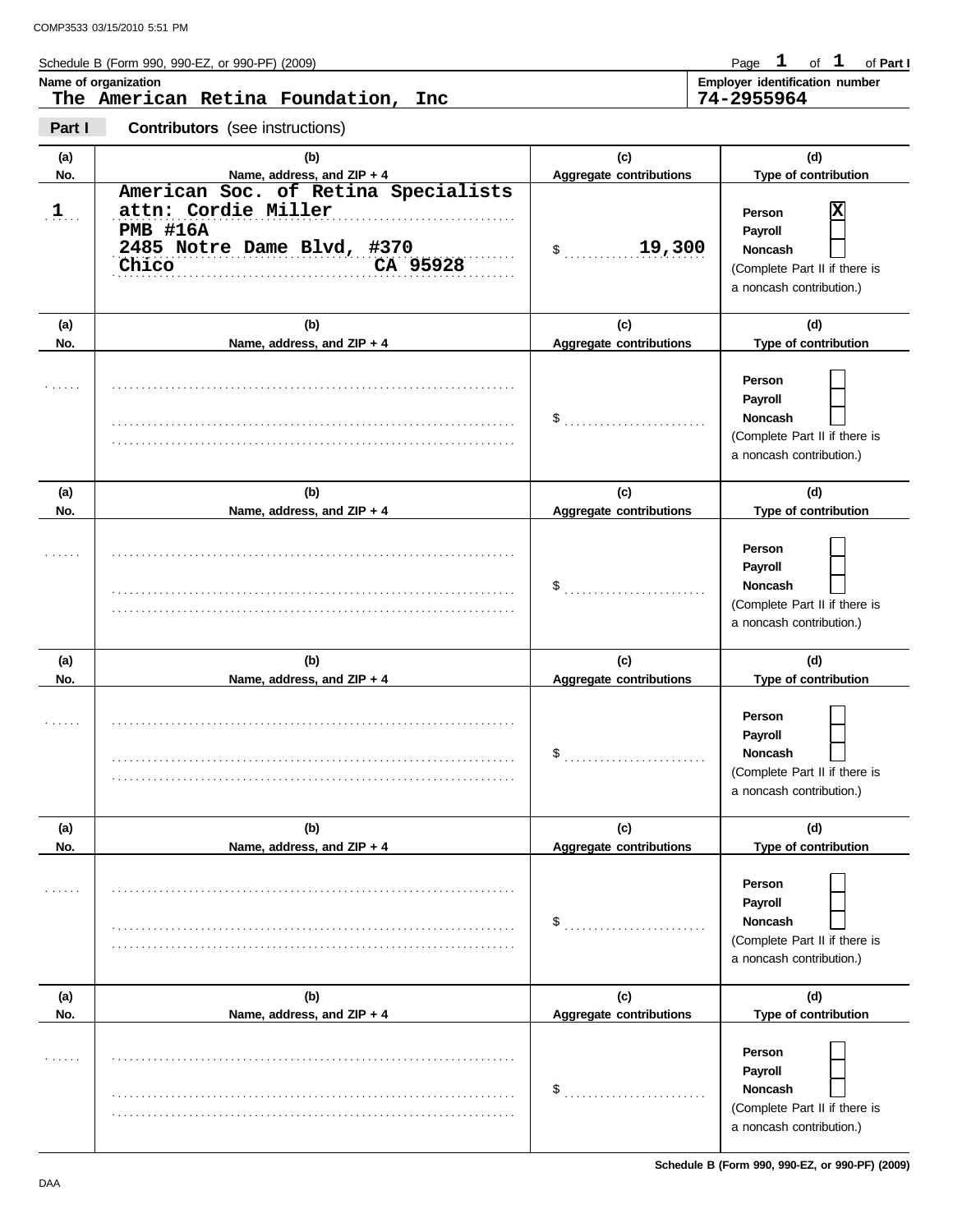Schedule B (Form 990, 990-EZ, or 990-PF) (2009)

Page **1** of **1** of **Part I**

**Name of organization**
The American Retina Foundation, Inc

**Employer identification number**
74-2955964

**Part I** **Contributors** (see instructions)

| (a) No. | (b) Name, address, and ZIP + 4 | (c) Aggregate contributions | (d) Type of contribution |
|---|---|---|---|
| 1 | American Soc. of Retina Specialists<br>attn: Cordie Miller<br>PMB #16A<br>2485 Notre Dame Blvd, #370<br>Chico CA 95928 | $ 19,300 | Person [X]<br>Payroll [ ]<br>Noncash [ ]<br>(Complete Part II if there is a noncash contribution.) |
| | | $ | Person [ ]<br>Payroll [ ]<br>Noncash [ ]<br>(Complete Part II if there is a noncash contribution.) |
| | | $ | Person [ ]<br>Payroll [ ]<br>Noncash [ ]<br>(Complete Part II if there is a noncash contribution.) |
| | | $ | Person [ ]<br>Payroll [ ]<br>Noncash [ ]<br>(Complete Part II if there is a noncash contribution.) |
| | | $ | Person [ ]<br>Payroll [ ]<br>Noncash [ ]<br>(Complete Part II if there is a noncash contribution.) |
| | | $ | Person [ ]<br>Payroll [ ]<br>Noncash [ ]<br>(Complete Part II if there is a noncash contribution.) |

Schedule B (Form 990, 990-EZ, or 990-PF) (2009)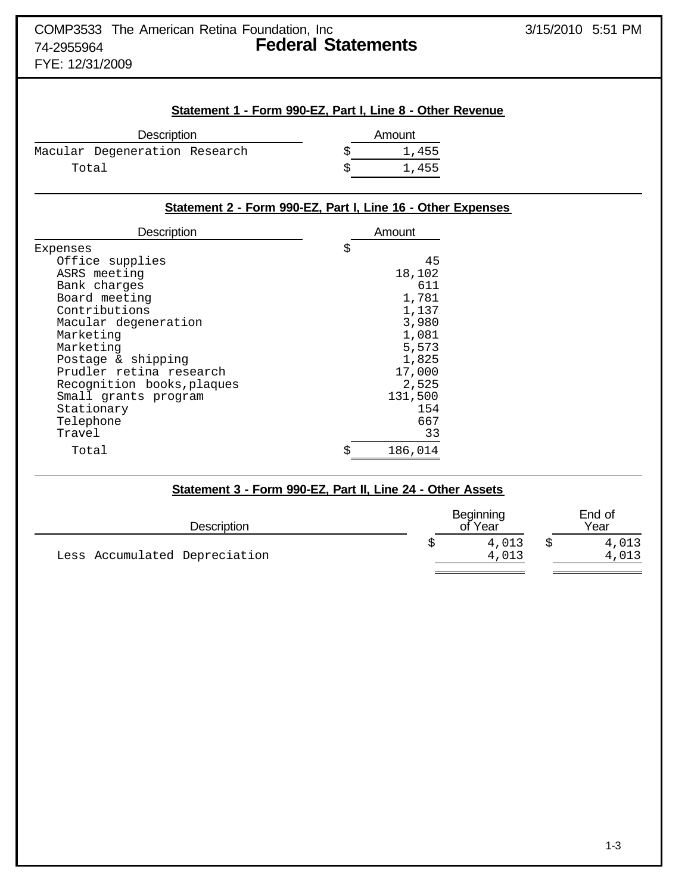COMP3533 The American Retina Foundation, Inc
74-2955964
FYE: 12/31/2009

3/15/2010 5:51 PM

# Federal Statements

## Statement 1 - Form 990-EZ, Part I, Line 8 - Other Revenue

| Description | Amount |
|---|---|
| Macular Degeneration Research | $ 1,455 |
| Total | $ 1,455 |

## Statement 2 - Form 990-EZ, Part I, Line 16 - Other Expenses

| Description | Amount |
|---|---|
| Expenses | $ |
| Office supplies | 45 |
| ASRS meeting | 18,102 |
| Bank charges | 611 |
| Board meeting | 1,781 |
| Contributions | 1,137 |
| Macular degeneration | 3,980 |
| Marketing | 1,081 |
| Marketing | 5,573 |
| Postage & shipping | 1,825 |
| Prudler retina research | 17,000 |
| Recognition books,plaques | 2,525 |
| Small grants program | 131,500 |
| Stationary | 154 |
| Telephone | 667 |
| Travel | 33 |
| Total | $ 186,014 |

## Statement 3 - Form 990-EZ, Part II, Line 24 - Other Assets

| Description | Beginning of Year | End of Year |
|---|---|---|
| | $ 4,013 | $ 4,013 |
| Less Accumulated Depreciation | 4,013 | 4,013 |
| | | |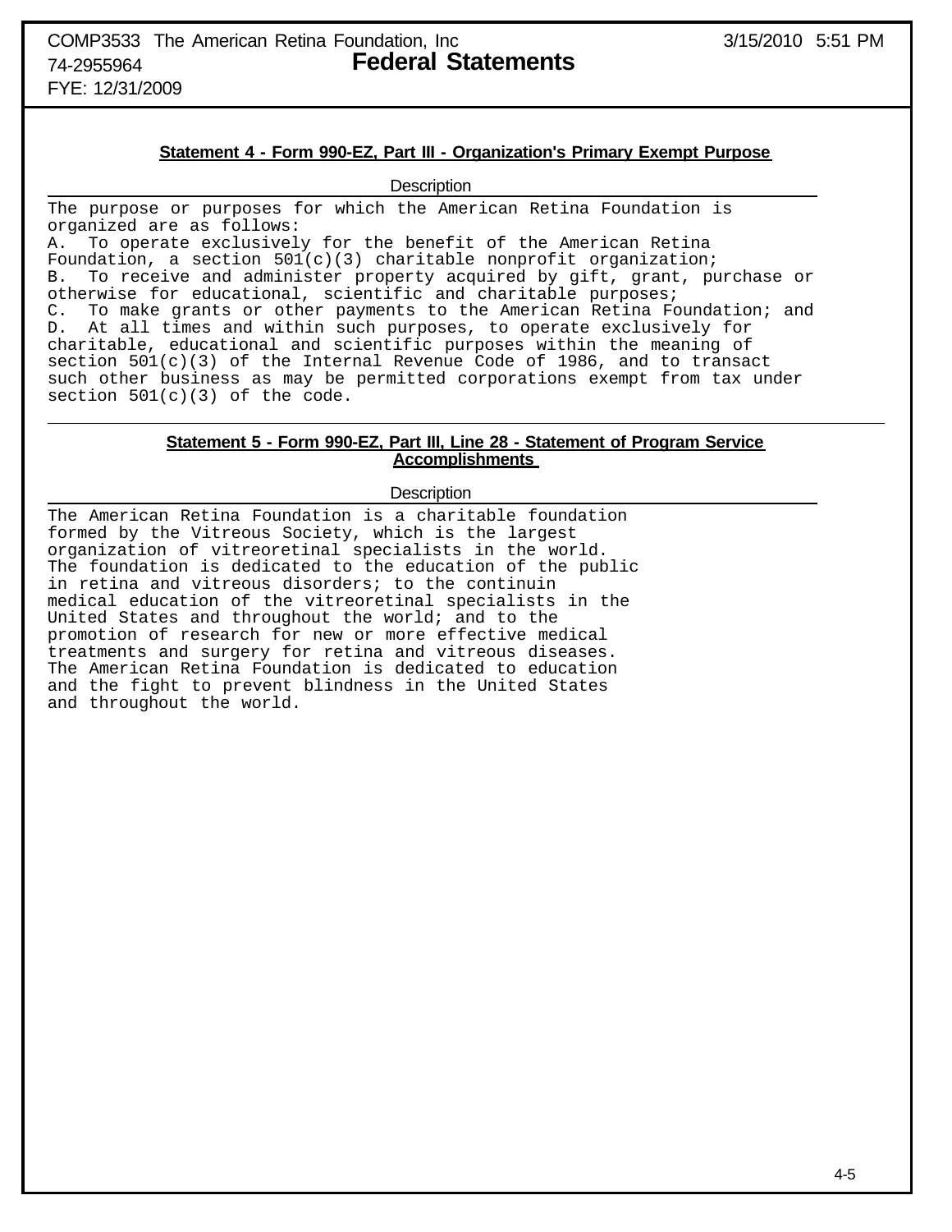## Statement 4 - Form 990-EZ, Part III - Organization's Primary Exempt Purpose

Description

The purpose or purposes for which the American Retina Foundation is organized are as follows:
A. To operate exclusively for the benefit of the American Retina Foundation, a section 501(c)(3) charitable nonprofit organization;
B. To receive and administer property acquired by gift, grant, purchase or otherwise for educational, scientific and charitable purposes;
C. To make grants or other payments to the American Retina Foundation; and
D. At all times and within such purposes, to operate exclusively for charitable, educational and scientific purposes within the meaning of section 501(c)(3) of the Internal Revenue Code of 1986, and to transact such other business as may be permitted corporations exempt from tax under section 501(c)(3) of the code.

## Statement 5 - Form 990-EZ, Part III, Line 28 - Statement of Program Service Accomplishments

Description

The American Retina Foundation is a charitable foundation formed by the Vitreous Society, which is the largest organization of vitreoretinal specialists in the world. The foundation is dedicated to the education of the public in retina and vitreous disorders; to the continuin medical education of the vitreoretinal specialists in the United States and throughout the world; and to the promotion of research for new or more effective medical treatments and surgery for retina and vitreous diseases. The American Retina Foundation is dedicated to education and the fight to prevent blindness in the United States and throughout the world.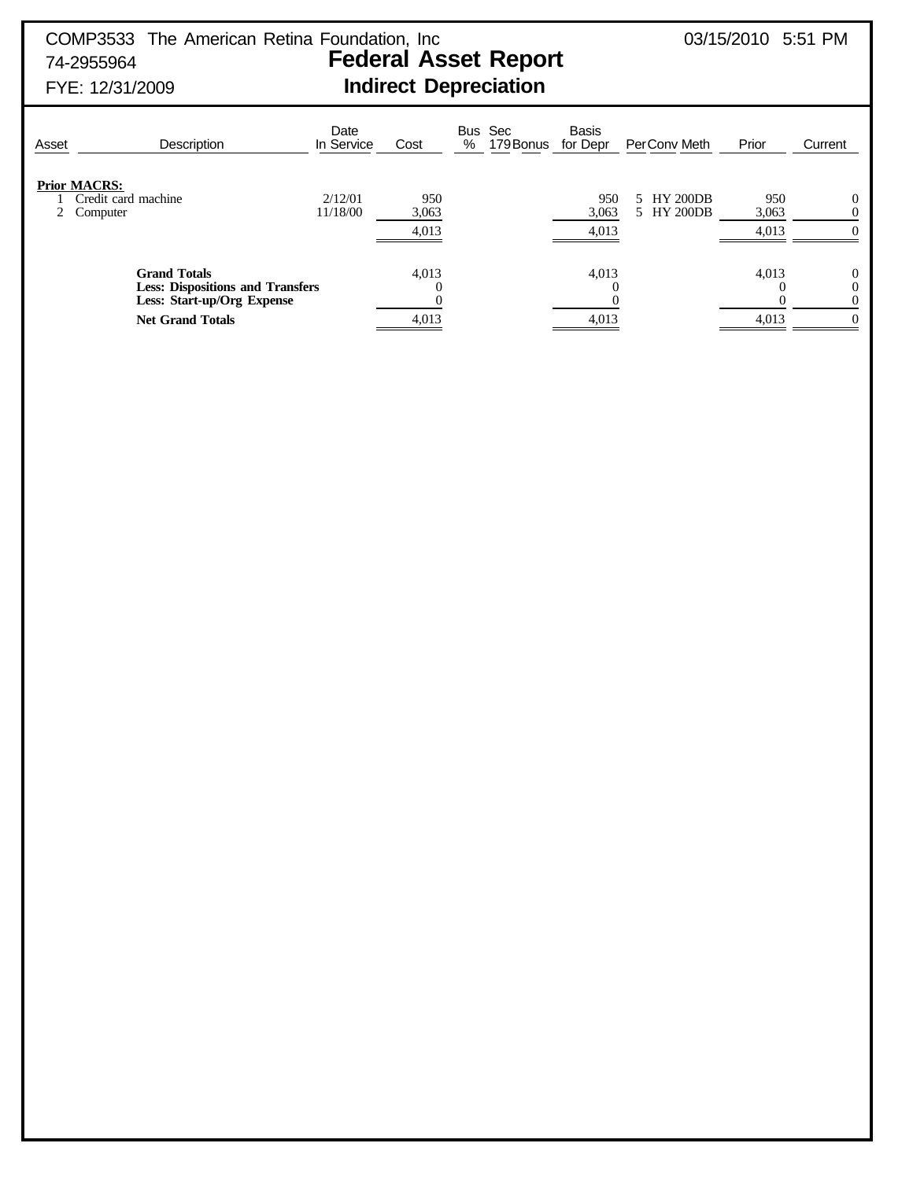COMP3533 The American Retina Foundation, Inc — 03/15/2010 5:51 PM

74-2955964

FYE: 12/31/2009

# Federal Asset Report

## Indirect Depreciation

| Asset | Description | Date In Service | Cost | Bus % | Sec 179 | Bonus | Basis for Depr | Per | Conv | Meth | Prior | Current |
|---|---|---|---|---|---|---|---|---|---|---|---|---|
| **Prior MACRS:** | | | | | | | | | | | | |
| 1 | Credit card machine | 2/12/01 | 950 | | | | 950 | 5 | HY | 200DB | 950 | 0 |
| 2 | Computer | 11/18/00 | 3,063 | | | | 3,063 | 5 | HY | 200DB | 3,063 | 0 |
| | | | 4,013 | | | | 4,013 | | | | 4,013 | 0 |
| | **Grand Totals** | | 4,013 | | | | 4,013 | | | | 4,013 | 0 |
| | **Less: Dispositions and Transfers** | | 0 | | | | 0 | | | | 0 | 0 |
| | **Less: Start-up/Org Expense** | | 0 | | | | 0 | | | | 0 | 0 |
| | **Net Grand Totals** | | 4,013 | | | | 4,013 | | | | 4,013 | 0 |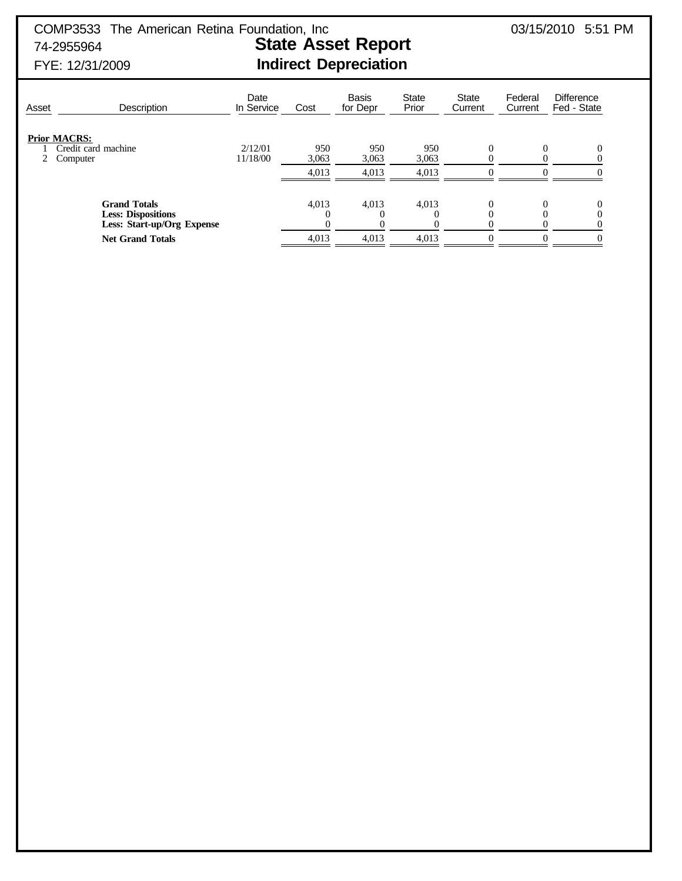COMP3533 The American Retina Foundation, Inc 03/15/2010 5:51 PM
74-2955964
FYE: 12/31/2009

# State Asset Report
## Indirect Depreciation

| Asset | Description | Date In Service | Cost | Basis for Depr | State Prior | State Current | Federal Current | Difference Fed - State |
|---|---|---|---|---|---|---|---|---|
| **Prior MACRS:** | | | | | | | | |
| 1 | Credit card machine | 2/12/01 | 950 | 950 | 950 | 0 | 0 | 0 |
| 2 | Computer | 11/18/00 | 3,063 | 3,063 | 3,063 | 0 | 0 | 0 |
| | | | 4,013 | 4,013 | 4,013 | 0 | 0 | 0 |
| | **Grand Totals** | | 4,013 | 4,013 | 4,013 | 0 | 0 | 0 |
| | **Less: Dispositions** | | 0 | 0 | 0 | 0 | 0 | 0 |
| | **Less: Start-up/Org Expense** | | 0 | 0 | 0 | 0 | 0 | 0 |
| | **Net Grand Totals** | | 4,013 | 4,013 | 4,013 | 0 | 0 | 0 |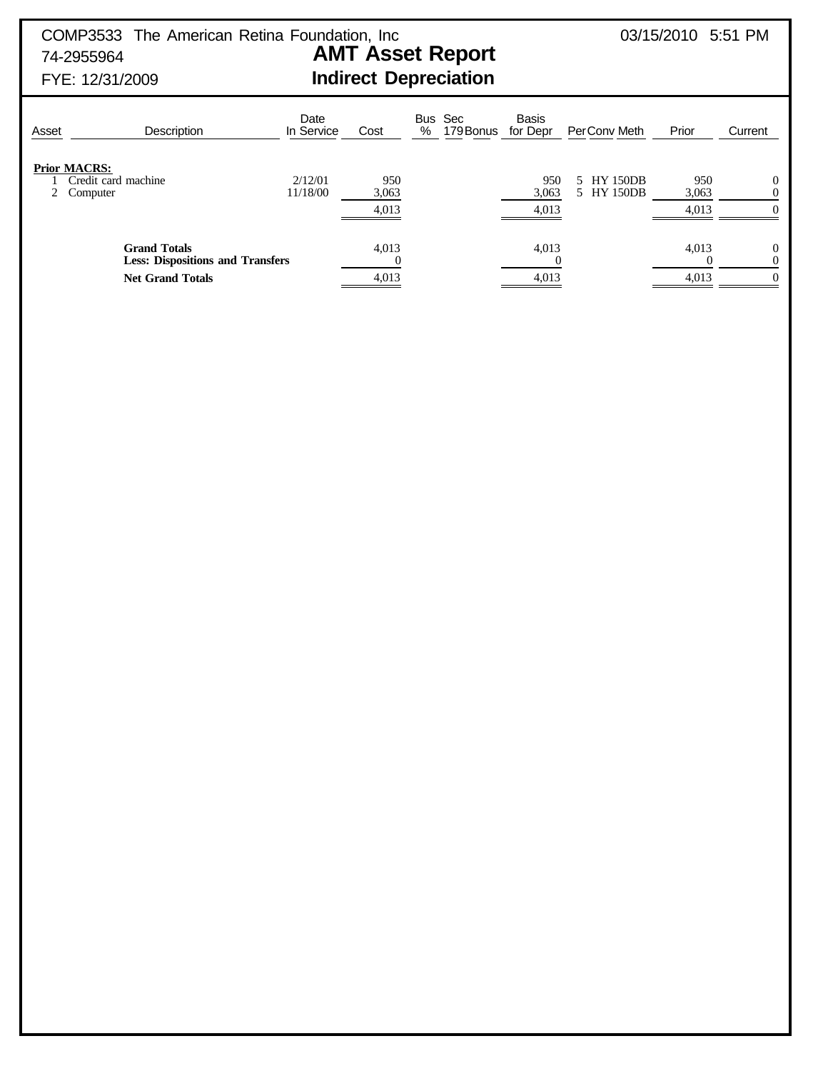COMP3533 The American Retina Foundation, Inc 03/15/2010 5:51 PM
74-2955964
FYE: 12/31/2009

# AMT Asset Report
## Indirect Depreciation

| Asset | Description | Date In Service | Cost | Bus % | Sec 179 | Bonus | Basis for Depr | Per | Conv | Meth | Prior | Current |
|---|---|---|---|---|---|---|---|---|---|---|---|---|
| **Prior MACRS:** | | | | | | | | | | | | |
| 1 | Credit card machine | 2/12/01 | 950 | | | | 950 | 5 | HY | 150DB | 950 | 0 |
| 2 | Computer | 11/18/00 | 3,063 | | | | 3,063 | 5 | HY | 150DB | 3,063 | 0 |
| | | | 4,013 | | | | 4,013 | | | | 4,013 | 0 |
| | **Grand Totals** | | 4,013 | | | | 4,013 | | | | 4,013 | 0 |
| | **Less: Dispositions and Transfers** | | 0 | | | | 0 | | | | 0 | 0 |
| | **Net Grand Totals** | | 4,013 | | | | 4,013 | | | | 4,013 | 0 |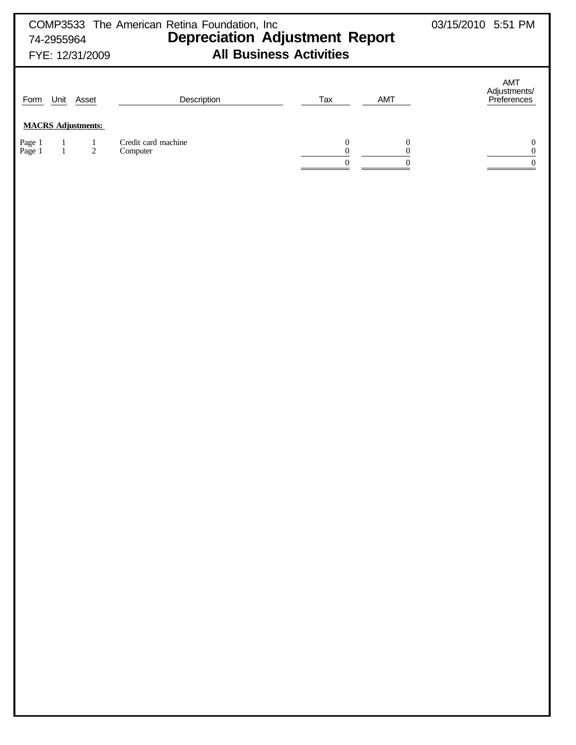COMP3533 The American Retina Foundation, Inc 03/15/2010 5:51 PM
74-2955964
FYE: 12/31/2009

# Depreciation Adjustment Report
## All Business Activities

| Form | Unit | Asset | Description | Tax | AMT | AMT Adjustments/ Preferences |
|---|---|---|---|---|---|---|
| **MACRS Adjustments:** | | | | | | |
| Page 1 | 1 | 1 | Credit card machine | 0 | 0 | 0 |
| Page 1 | 1 | 2 | Computer | 0 | 0 | 0 |
| | | | | 0 | 0 | 0 |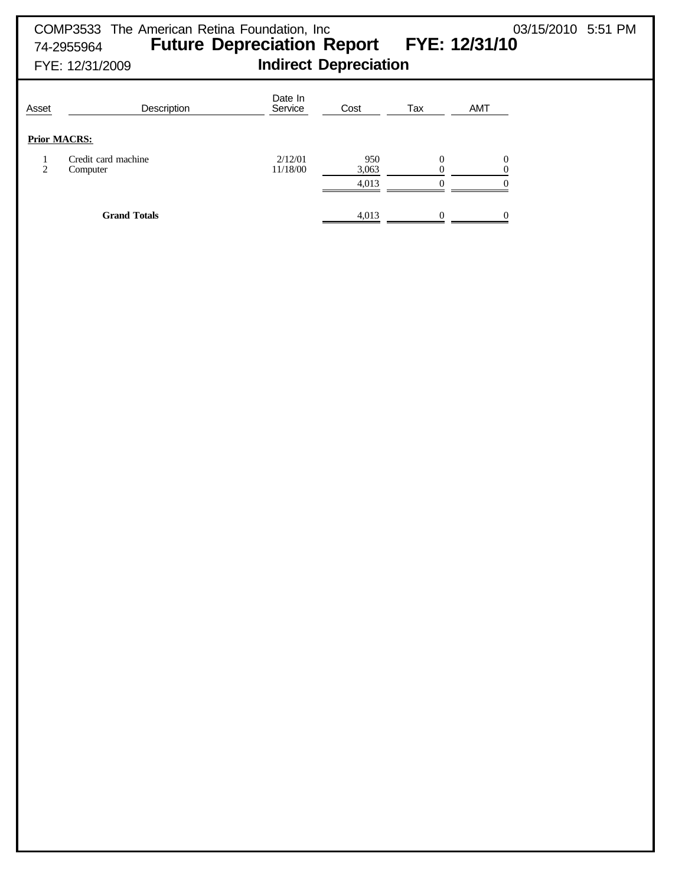COMP3533 The American Retina Foundation, Inc 03/15/2010 5:51 PM
74-2955964

# Future Depreciation Report FYE: 12/31/10

FYE: 12/31/2009

## Indirect Depreciation

| Asset | Description | Date In Service | Cost | Tax | AMT |
|---|---|---|---|---|---|
| **Prior MACRS:** | | | | | |
| 1 | Credit card machine | 2/12/01 | 950 | 0 | 0 |
| 2 | Computer | 11/18/00 | 3,063 | 0 | 0 |
| | | | 4,013 | 0 | 0 |
| | **Grand Totals** | | 4,013 | 0 | 0 |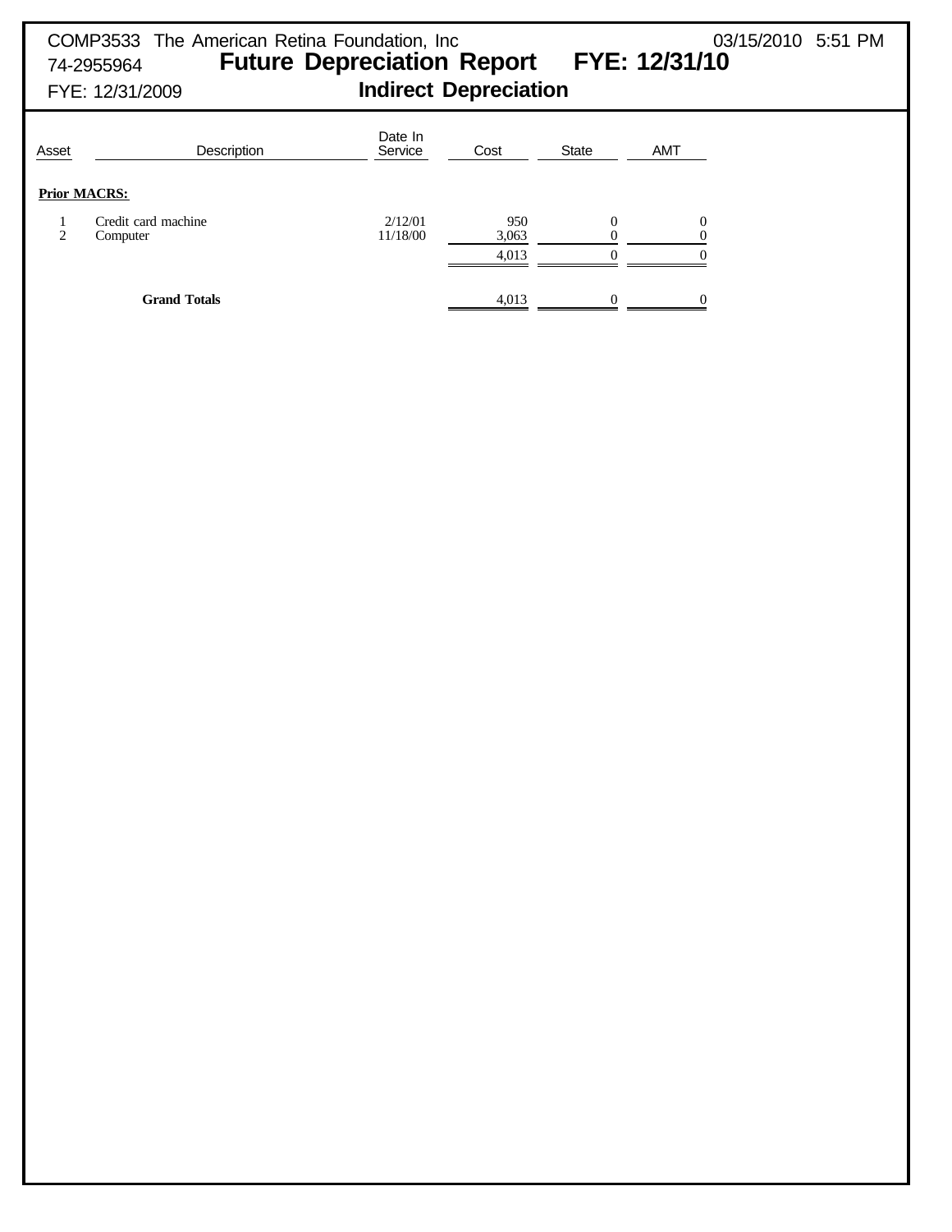COMP3533 The American Retina Foundation, Inc 03/15/2010 5:51 PM
74-2955964

# Future Depreciation Report FYE: 12/31/10

FYE: 12/31/2009

## Indirect Depreciation

| Asset | Description | Date In Service | Cost | State | AMT |
|---|---|---|---|---|---|
| **Prior MACRS:** | | | | | |
| 1 | Credit card machine | 2/12/01 | 950 | 0 | 0 |
| 2 | Computer | 11/18/00 | 3,063 | 0 | 0 |
| | | | 4,013 | 0 | 0 |
| | **Grand Totals** | | 4,013 | 0 | 0 |